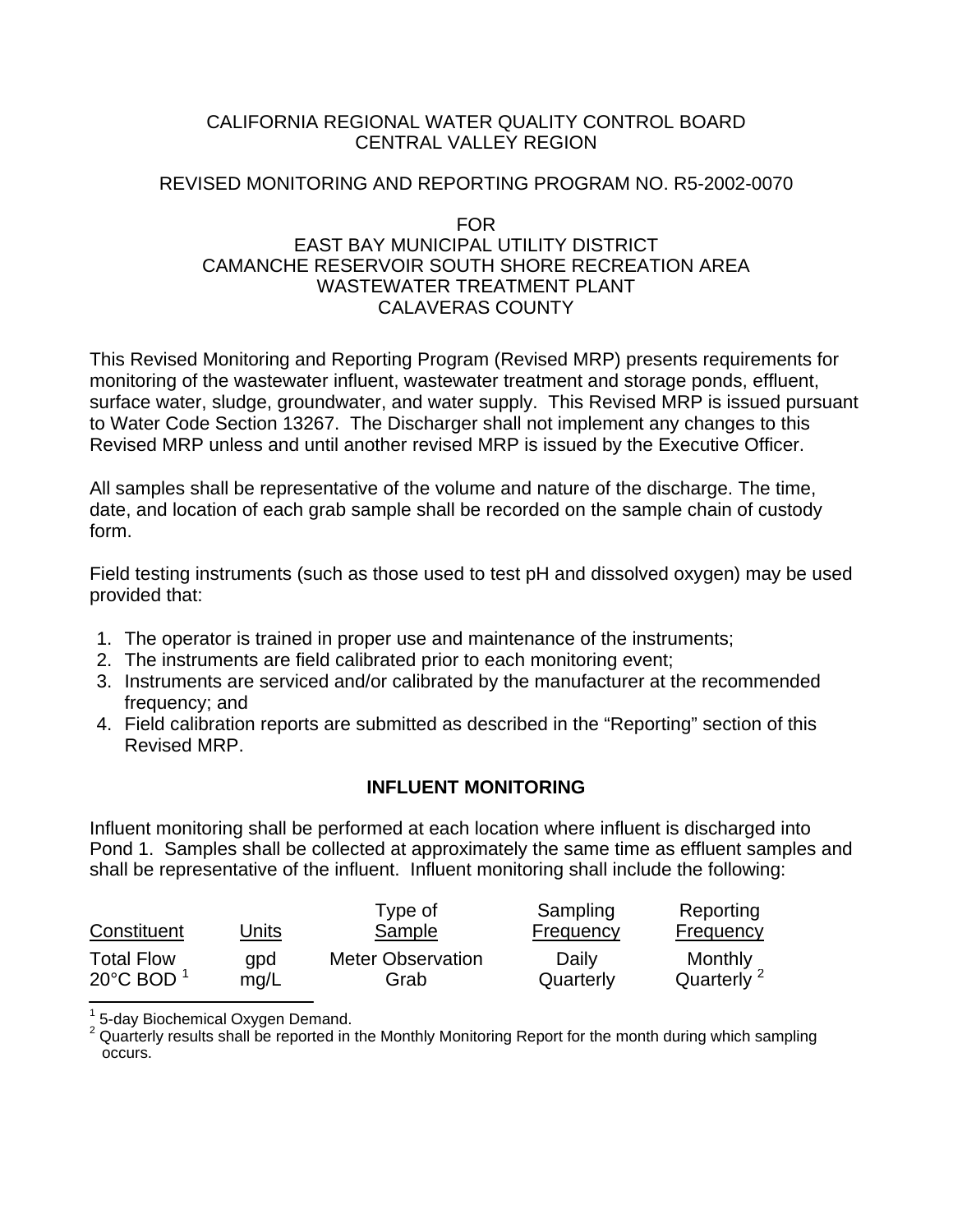CALIFORNIA REGIONAL WATER QUALITY CONTROL BOARD
CENTRAL VALLEY REGION

REVISED MONITORING AND REPORTING PROGRAM NO. R5-2002-0070

FOR
EAST BAY MUNICIPAL UTILITY DISTRICT
CAMANCHE RESERVOIR SOUTH SHORE RECREATION AREA
WASTEWATER TREATMENT PLANT
CALAVERAS COUNTY

This Revised Monitoring and Reporting Program (Revised MRP) presents requirements for monitoring of the wastewater influent, wastewater treatment and storage ponds, effluent, surface water, sludge, groundwater, and water supply. This Revised MRP is issued pursuant to Water Code Section 13267. The Discharger shall not implement any changes to this Revised MRP unless and until another revised MRP is issued by the Executive Officer.

All samples shall be representative of the volume and nature of the discharge. The time, date, and location of each grab sample shall be recorded on the sample chain of custody form.

Field testing instruments (such as those used to test pH and dissolved oxygen) may be used provided that:

1. The operator is trained in proper use and maintenance of the instruments;
2. The instruments are field calibrated prior to each monitoring event;
3. Instruments are serviced and/or calibrated by the manufacturer at the recommended frequency; and
4. Field calibration reports are submitted as described in the "Reporting" section of this Revised MRP.

## INFLUENT MONITORING

Influent monitoring shall be performed at each location where influent is discharged into Pond 1. Samples shall be collected at approximately the same time as effluent samples and shall be representative of the influent. Influent monitoring shall include the following:

| Constituent | Units | Type of Sample | Sampling Frequency | Reporting Frequency |
|---|---|---|---|---|
| Total Flow | gpd | Meter Observation | Daily | Monthly |
| 20°C BOD [1] | mg/L | Grab | Quarterly | Quarterly [2] |

[1] 5-day Biochemical Oxygen Demand.
[2] Quarterly results shall be reported in the Monthly Monitoring Report for the month during which sampling occurs.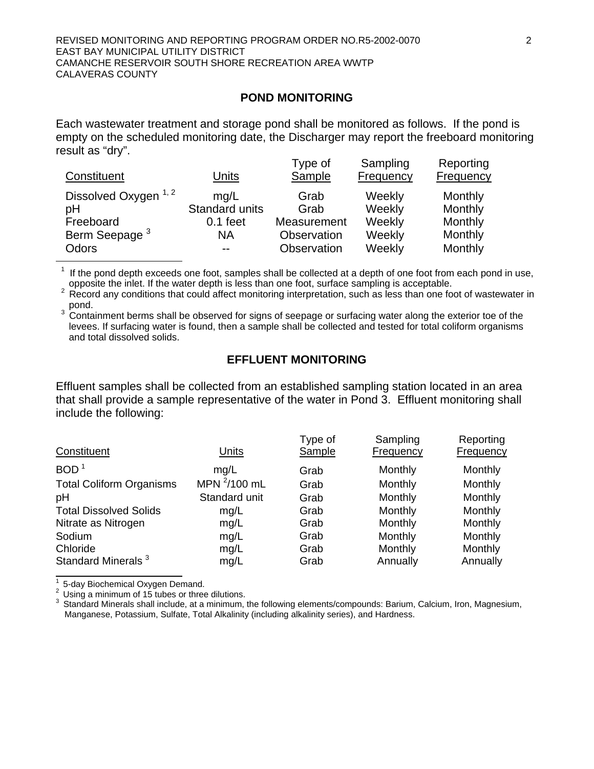## POND MONITORING

Each wastewater treatment and storage pond shall be monitored as follows. If the pond is empty on the scheduled monitoring date, the Discharger may report the freeboard monitoring result as "dry".

| Constituent | Units | Type of Sample | Sampling Frequency | Reporting Frequency |
|---|---|---|---|---|
| Dissolved Oxygen [1, 2] | mg/L | Grab | Weekly | Monthly |
| pH | Standard units | Grab | Weekly | Monthly |
| Freeboard | 0.1 feet | Measurement | Weekly | Monthly |
| Berm Seepage [3] | NA | Observation | Weekly | Monthly |
| Odors | -- | Observation | Weekly | Monthly |

[1] If the pond depth exceeds one foot, samples shall be collected at a depth of one foot from each pond in use, opposite the inlet. If the water depth is less than one foot, surface sampling is acceptable.

[2] Record any conditions that could affect monitoring interpretation, such as less than one foot of wastewater in pond.

[3] Containment berms shall be observed for signs of seepage or surfacing water along the exterior toe of the levees. If surfacing water is found, then a sample shall be collected and tested for total coliform organisms and total dissolved solids.

## EFFLUENT MONITORING

Effluent samples shall be collected from an established sampling station located in an area that shall provide a sample representative of the water in Pond 3. Effluent monitoring shall include the following:

| Constituent | Units | Type of Sample | Sampling Frequency | Reporting Frequency |
|---|---|---|---|---|
| BOD [1] | mg/L | Grab | Monthly | Monthly |
| Total Coliform Organisms | MPN [2]/100 mL | Grab | Monthly | Monthly |
| pH | Standard unit | Grab | Monthly | Monthly |
| Total Dissolved Solids | mg/L | Grab | Monthly | Monthly |
| Nitrate as Nitrogen | mg/L | Grab | Monthly | Monthly |
| Sodium | mg/L | Grab | Monthly | Monthly |
| Chloride | mg/L | Grab | Monthly | Monthly |
| Standard Minerals [3] | mg/L | Grab | Annually | Annually |

[1] 5-day Biochemical Oxygen Demand.

[2] Using a minimum of 15 tubes or three dilutions.

[3] Standard Minerals shall include, at a minimum, the following elements/compounds: Barium, Calcium, Iron, Magnesium, Manganese, Potassium, Sulfate, Total Alkalinity (including alkalinity series), and Hardness.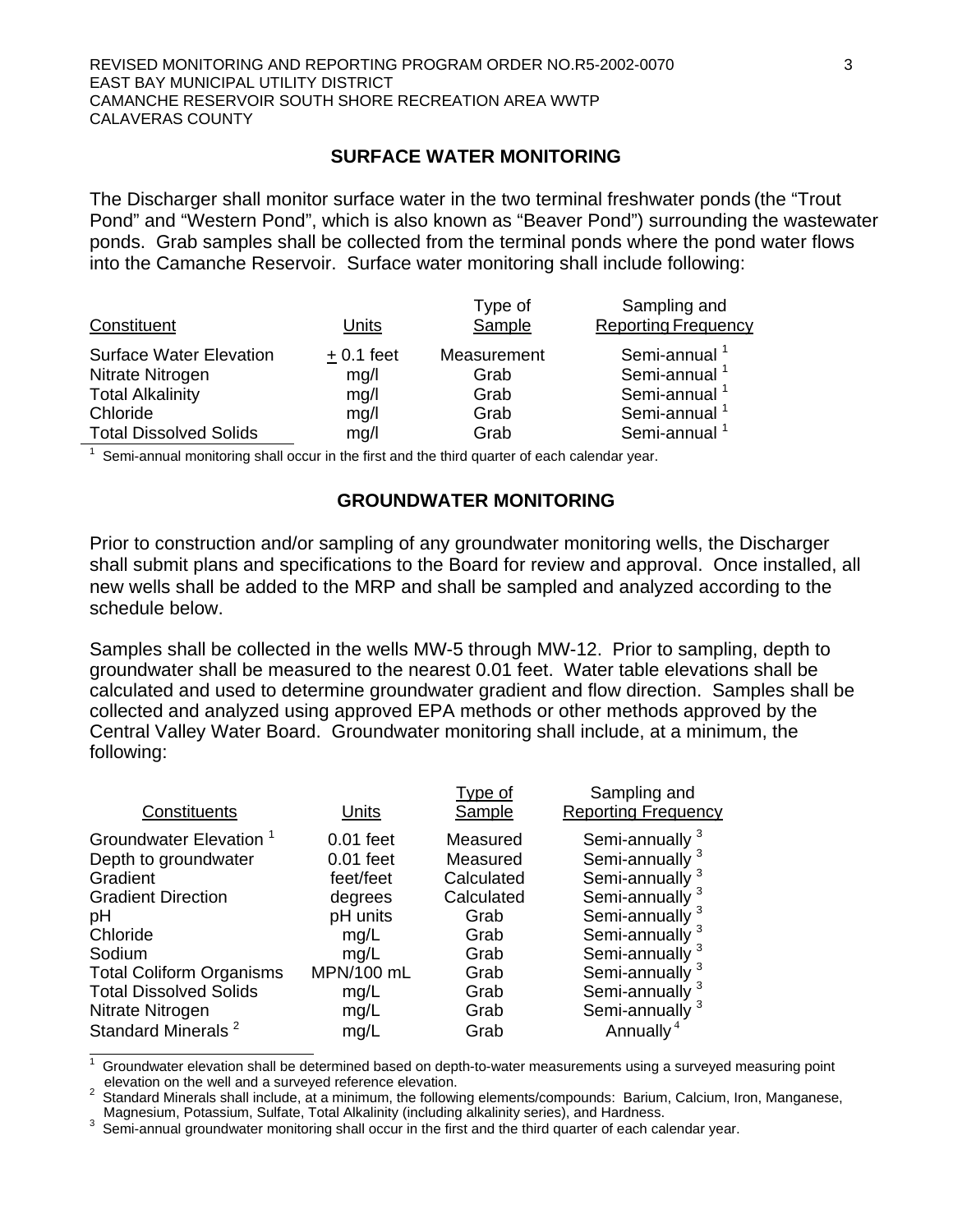## SURFACE WATER MONITORING

The Discharger shall monitor surface water in the two terminal freshwater ponds (the "Trout Pond" and "Western Pond", which is also known as "Beaver Pond") surrounding the wastewater ponds. Grab samples shall be collected from the terminal ponds where the pond water flows into the Camanche Reservoir. Surface water monitoring shall include following:

| Constituent | Units | Type of Sample | Sampling and Reporting Frequency |
|---|---|---|---|
| Surface Water Elevation | ± 0.1 feet | Measurement | Semi-annual [1] |
| Nitrate Nitrogen | mg/l | Grab | Semi-annual [1] |
| Total Alkalinity | mg/l | Grab | Semi-annual [1] |
| Chloride | mg/l | Grab | Semi-annual [1] |
| Total Dissolved Solids | mg/l | Grab | Semi-annual [1] |

[1] Semi-annual monitoring shall occur in the first and the third quarter of each calendar year.

## GROUNDWATER MONITORING

Prior to construction and/or sampling of any groundwater monitoring wells, the Discharger shall submit plans and specifications to the Board for review and approval. Once installed, all new wells shall be added to the MRP and shall be sampled and analyzed according to the schedule below.

Samples shall be collected in the wells MW-5 through MW-12. Prior to sampling, depth to groundwater shall be measured to the nearest 0.01 feet. Water table elevations shall be calculated and used to determine groundwater gradient and flow direction. Samples shall be collected and analyzed using approved EPA methods or other methods approved by the Central Valley Water Board. Groundwater monitoring shall include, at a minimum, the following:

| Constituents | Units | Type of Sample | Sampling and Reporting Frequency |
|---|---|---|---|
| Groundwater Elevation [1] | 0.01 feet | Measured | Semi-annually [3] |
| Depth to groundwater | 0.01 feet | Measured | Semi-annually [3] |
| Gradient | feet/feet | Calculated | Semi-annually [3] |
| Gradient Direction | degrees | Calculated | Semi-annually [3] |
| pH | pH units | Grab | Semi-annually [3] |
| Chloride | mg/L | Grab | Semi-annually [3] |
| Sodium | mg/L | Grab | Semi-annually [3] |
| Total Coliform Organisms | MPN/100 mL | Grab | Semi-annually [3] |
| Total Dissolved Solids | mg/L | Grab | Semi-annually [3] |
| Nitrate Nitrogen | mg/L | Grab | Semi-annually [3] |
| Standard Minerals [2] | mg/L | Grab | Annually [4] |

[1] Groundwater elevation shall be determined based on depth-to-water measurements using a surveyed measuring point elevation on the well and a surveyed reference elevation.
[2] Standard Minerals shall include, at a minimum, the following elements/compounds: Barium, Calcium, Iron, Manganese, Magnesium, Potassium, Sulfate, Total Alkalinity (including alkalinity series), and Hardness.
[3] Semi-annual groundwater monitoring shall occur in the first and the third quarter of each calendar year.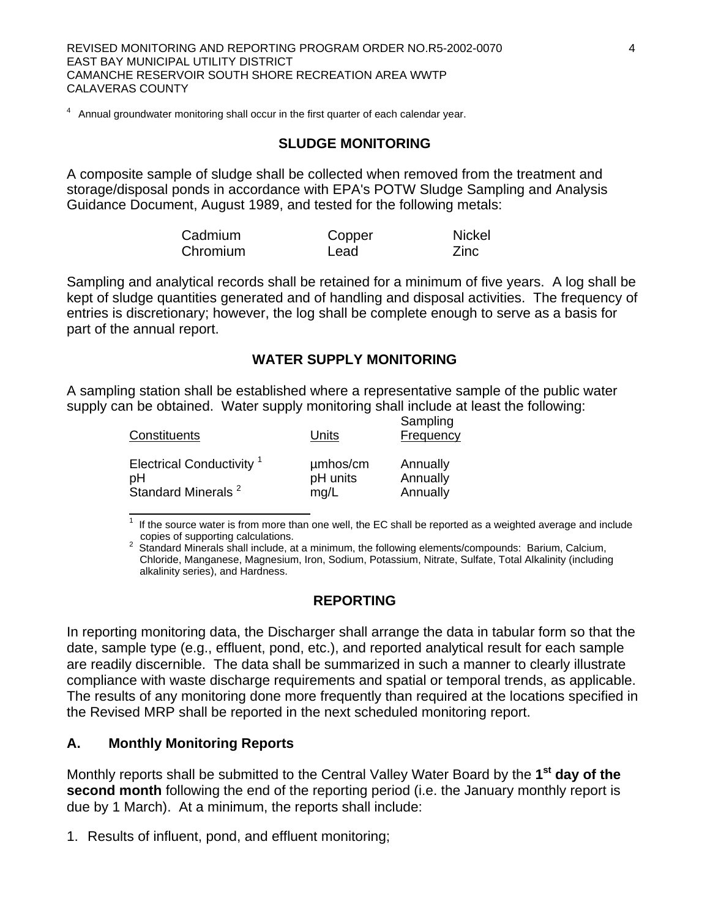[4] Annual groundwater monitoring shall occur in the first quarter of each calendar year.

## SLUDGE MONITORING

A composite sample of sludge shall be collected when removed from the treatment and storage/disposal ponds in accordance with EPA's POTW Sludge Sampling and Analysis Guidance Document, August 1989, and tested for the following metals:

| | | |
|---|---|---|
| Cadmium | Copper | Nickel |
| Chromium | Lead | Zinc |

Sampling and analytical records shall be retained for a minimum of five years. A log shall be kept of sludge quantities generated and of handling and disposal activities. The frequency of entries is discretionary; however, the log shall be complete enough to serve as a basis for part of the annual report.

## WATER SUPPLY MONITORING

A sampling station shall be established where a representative sample of the public water supply can be obtained. Water supply monitoring shall include at least the following:

| Constituents | Units | Sampling Frequency |
|---|---|---|
| Electrical Conductivity [1] | µmhos/cm | Annually |
| pH | pH units | Annually |
| Standard Minerals [2] | mg/L | Annually |

[1] If the source water is from more than one well, the EC shall be reported as a weighted average and include copies of supporting calculations.
[2] Standard Minerals shall include, at a minimum, the following elements/compounds: Barium, Calcium, Chloride, Manganese, Magnesium, Iron, Sodium, Potassium, Nitrate, Sulfate, Total Alkalinity (including alkalinity series), and Hardness.

## REPORTING

In reporting monitoring data, the Discharger shall arrange the data in tabular form so that the date, sample type (e.g., effluent, pond, etc.), and reported analytical result for each sample are readily discernible. The data shall be summarized in such a manner to clearly illustrate compliance with waste discharge requirements and spatial or temporal trends, as applicable. The results of any monitoring done more frequently than required at the locations specified in the Revised MRP shall be reported in the next scheduled monitoring report.

### A. Monthly Monitoring Reports

Monthly reports shall be submitted to the Central Valley Water Board by the **1st day of the second month** following the end of the reporting period (i.e. the January monthly report is due by 1 March). At a minimum, the reports shall include:

1. Results of influent, pond, and effluent monitoring;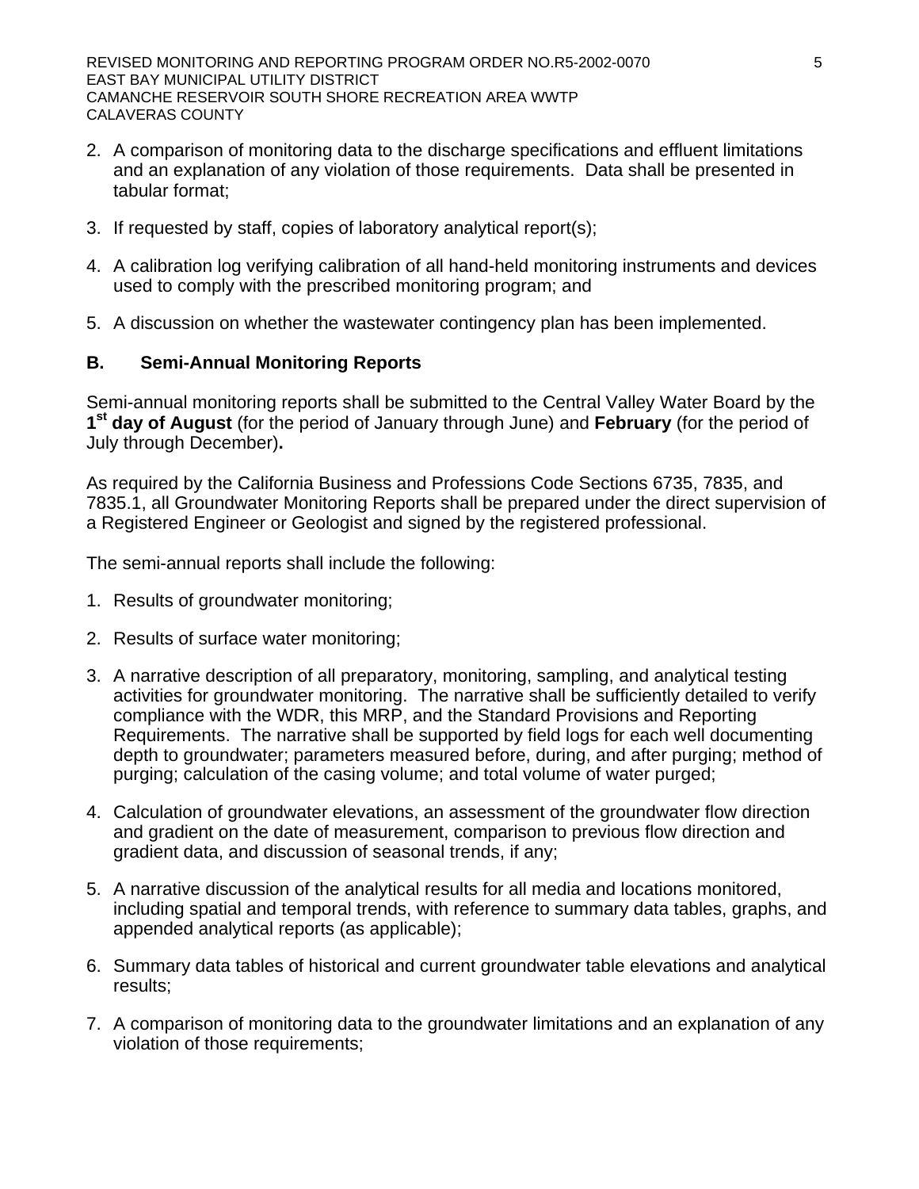2. A comparison of monitoring data to the discharge specifications and effluent limitations and an explanation of any violation of those requirements. Data shall be presented in tabular format;

3. If requested by staff, copies of laboratory analytical report(s);

4. A calibration log verifying calibration of all hand-held monitoring instruments and devices used to comply with the prescribed monitoring program; and

5. A discussion on whether the wastewater contingency plan has been implemented.

## B. Semi-Annual Monitoring Reports

Semi-annual monitoring reports shall be submitted to the Central Valley Water Board by the **1st day of August** (for the period of January through June) and **February** (for the period of July through December)**.**

As required by the California Business and Professions Code Sections 6735, 7835, and 7835.1, all Groundwater Monitoring Reports shall be prepared under the direct supervision of a Registered Engineer or Geologist and signed by the registered professional.

The semi-annual reports shall include the following:

1. Results of groundwater monitoring;

2. Results of surface water monitoring;

3. A narrative description of all preparatory, monitoring, sampling, and analytical testing activities for groundwater monitoring. The narrative shall be sufficiently detailed to verify compliance with the WDR, this MRP, and the Standard Provisions and Reporting Requirements. The narrative shall be supported by field logs for each well documenting depth to groundwater; parameters measured before, during, and after purging; method of purging; calculation of the casing volume; and total volume of water purged;

4. Calculation of groundwater elevations, an assessment of the groundwater flow direction and gradient on the date of measurement, comparison to previous flow direction and gradient data, and discussion of seasonal trends, if any;

5. A narrative discussion of the analytical results for all media and locations monitored, including spatial and temporal trends, with reference to summary data tables, graphs, and appended analytical reports (as applicable);

6. Summary data tables of historical and current groundwater table elevations and analytical results;

7. A comparison of monitoring data to the groundwater limitations and an explanation of any violation of those requirements;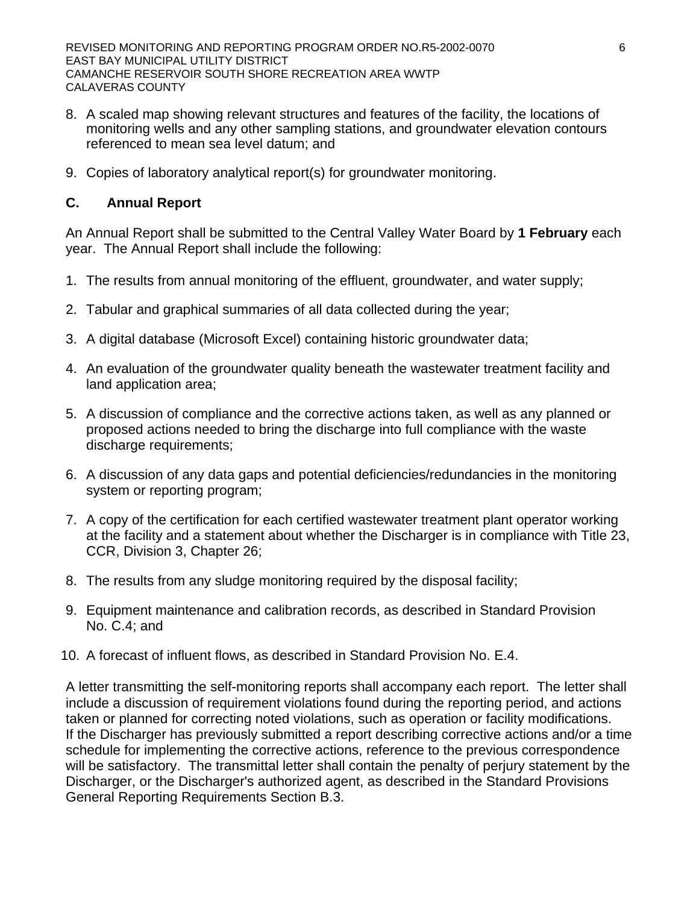8. A scaled map showing relevant structures and features of the facility, the locations of monitoring wells and any other sampling stations, and groundwater elevation contours referenced to mean sea level datum; and

9. Copies of laboratory analytical report(s) for groundwater monitoring.

### C. Annual Report

An Annual Report shall be submitted to the Central Valley Water Board by **1 February** each year. The Annual Report shall include the following:

1. The results from annual monitoring of the effluent, groundwater, and water supply;

2. Tabular and graphical summaries of all data collected during the year;

3. A digital database (Microsoft Excel) containing historic groundwater data;

4. An evaluation of the groundwater quality beneath the wastewater treatment facility and land application area;

5. A discussion of compliance and the corrective actions taken, as well as any planned or proposed actions needed to bring the discharge into full compliance with the waste discharge requirements;

6. A discussion of any data gaps and potential deficiencies/redundancies in the monitoring system or reporting program;

7. A copy of the certification for each certified wastewater treatment plant operator working at the facility and a statement about whether the Discharger is in compliance with Title 23, CCR, Division 3, Chapter 26;

8. The results from any sludge monitoring required by the disposal facility;

9. Equipment maintenance and calibration records, as described in Standard Provision No. C.4; and

10. A forecast of influent flows, as described in Standard Provision No. E.4.

A letter transmitting the self-monitoring reports shall accompany each report. The letter shall include a discussion of requirement violations found during the reporting period, and actions taken or planned for correcting noted violations, such as operation or facility modifications. If the Discharger has previously submitted a report describing corrective actions and/or a time schedule for implementing the corrective actions, reference to the previous correspondence will be satisfactory. The transmittal letter shall contain the penalty of perjury statement by the Discharger, or the Discharger's authorized agent, as described in the Standard Provisions General Reporting Requirements Section B.3.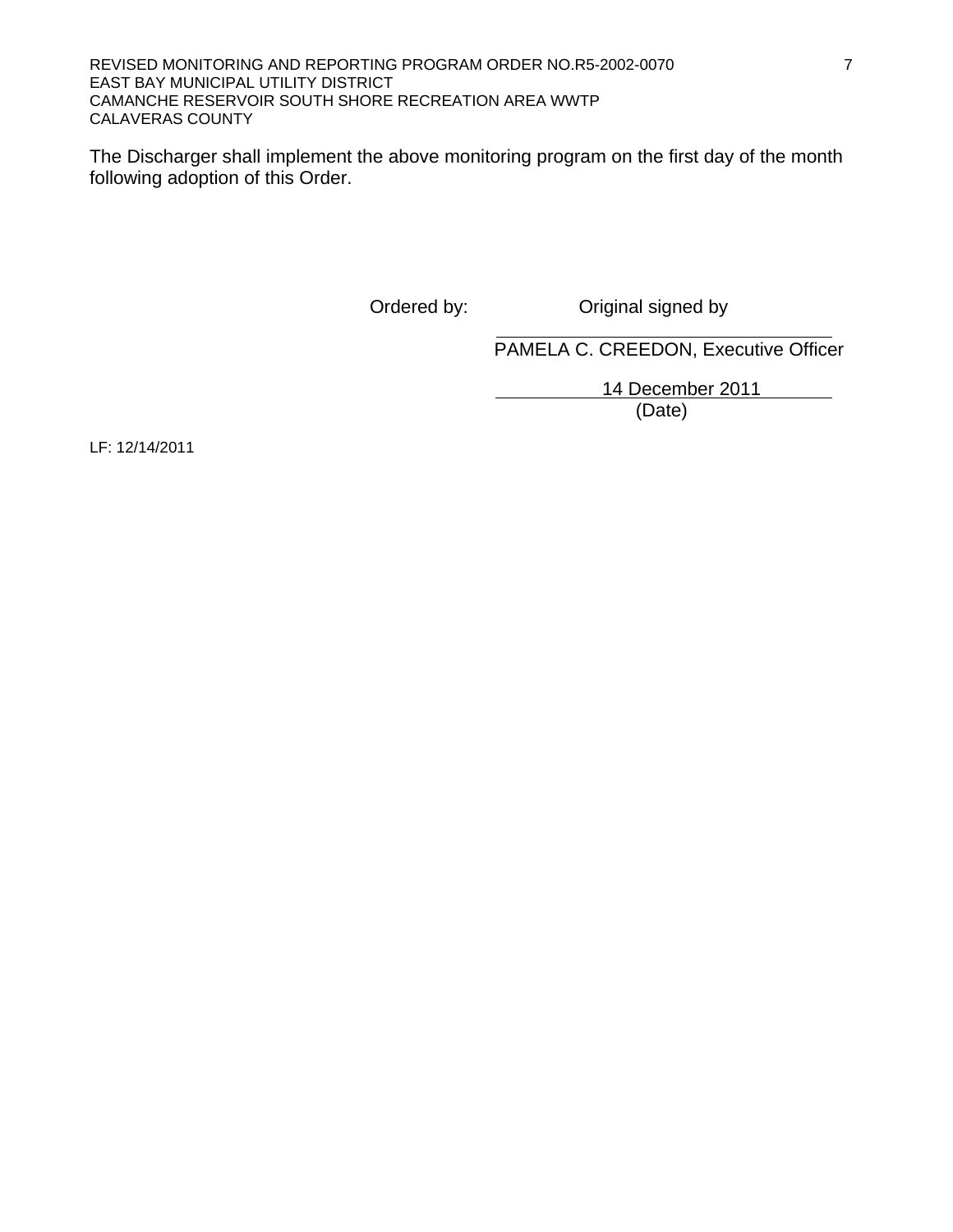The Discharger shall implement the above monitoring program on the first day of the month following adoption of this Order.

Ordered by: Original signed by

PAMELA C. CREEDON, Executive Officer

14 December 2011

(Date)

LF: 12/14/2011